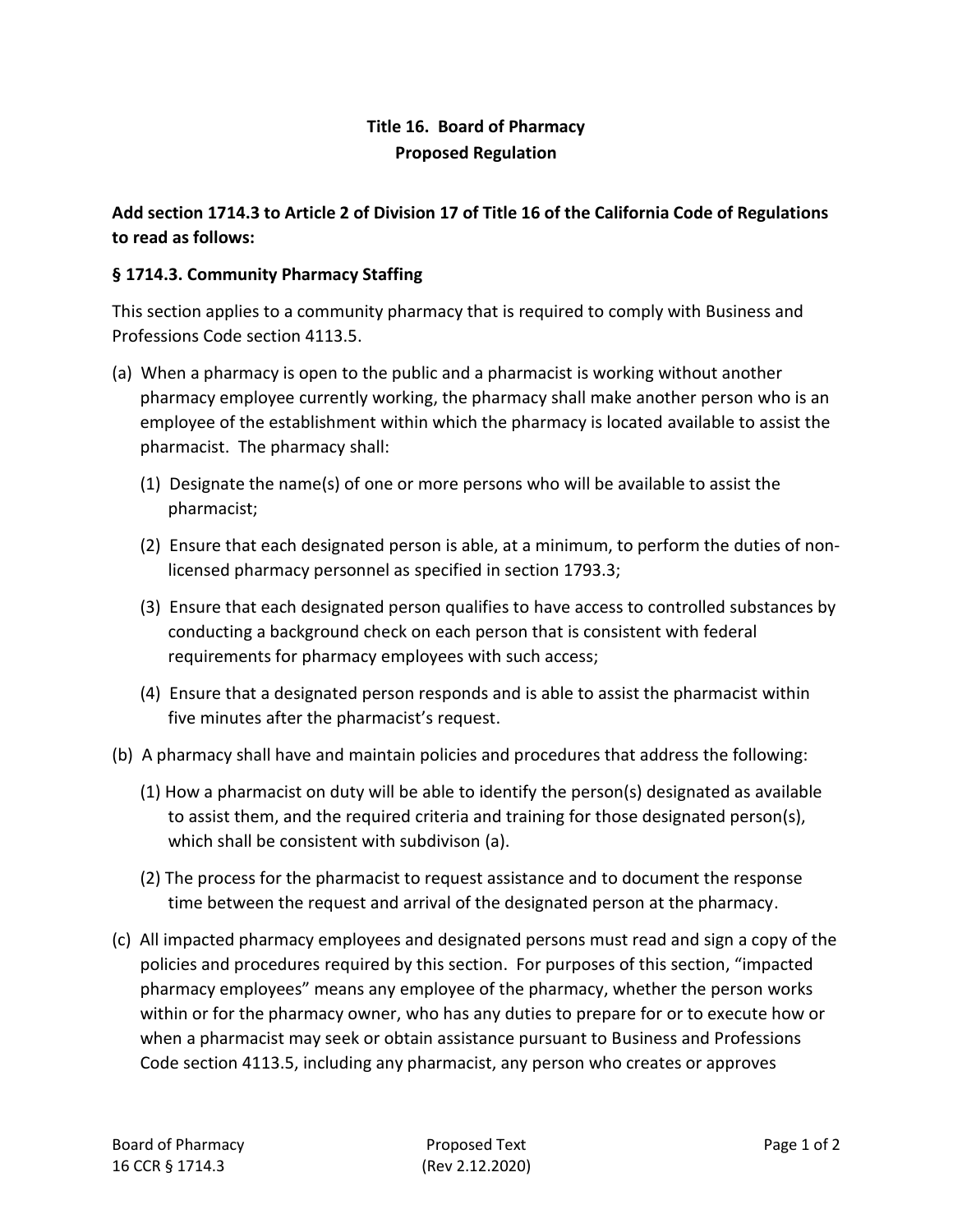**Title 16. Board of Pharmacy**
**Proposed Regulation**

**Add section 1714.3 to Article 2 of Division 17 of Title 16 of the California Code of Regulations to read as follows:**

**§ 1714.3. Community Pharmacy Staffing**

This section applies to a community pharmacy that is required to comply with Business and Professions Code section 4113.5.

(a) When a pharmacy is open to the public and a pharmacist is working without another pharmacy employee currently working, the pharmacy shall make another person who is an employee of the establishment within which the pharmacy is located available to assist the pharmacist. The pharmacy shall:

 (1) Designate the name(s) of one or more persons who will be available to assist the pharmacist;

 (2) Ensure that each designated person is able, at a minimum, to perform the duties of non-licensed pharmacy personnel as specified in section 1793.3;

 (3) Ensure that each designated person qualifies to have access to controlled substances by conducting a background check on each person that is consistent with federal requirements for pharmacy employees with such access;

 (4) Ensure that a designated person responds and is able to assist the pharmacist within five minutes after the pharmacist's request.

(b) A pharmacy shall have and maintain policies and procedures that address the following:

 (1) How a pharmacist on duty will be able to identify the person(s) designated as available to assist them, and the required criteria and training for those designated person(s), which shall be consistent with subdivison (a).

 (2) The process for the pharmacist to request assistance and to document the response time between the request and arrival of the designated person at the pharmacy.

(c) All impacted pharmacy employees and designated persons must read and sign a copy of the policies and procedures required by this section. For purposes of this section, "impacted pharmacy employees" means any employee of the pharmacy, whether the person works within or for the pharmacy owner, who has any duties to prepare for or to execute how or when a pharmacist may seek or obtain assistance pursuant to Business and Professions Code section 4113.5, including any pharmacist, any person who creates or approves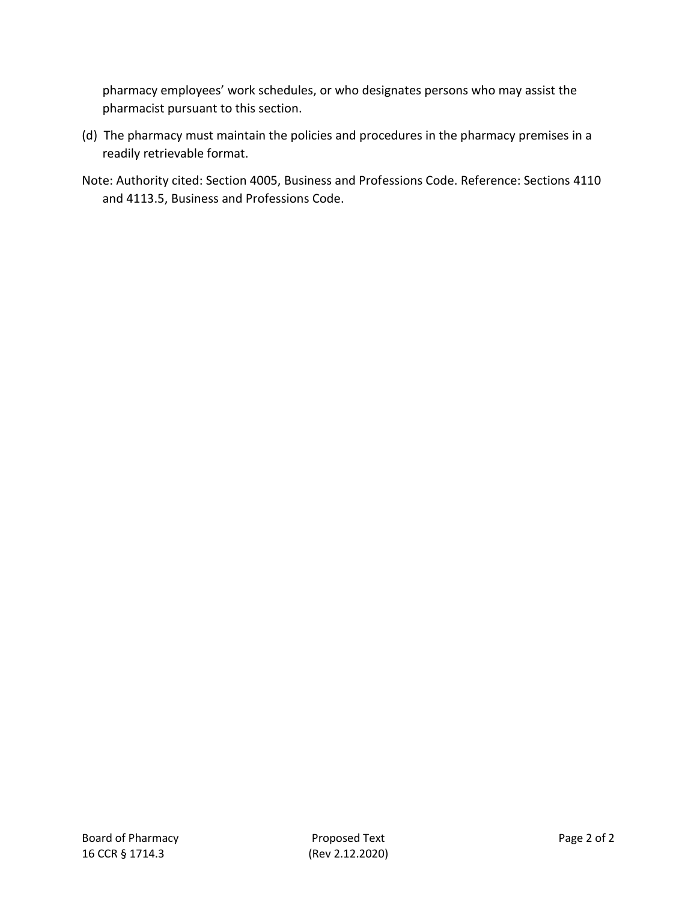pharmacy employees' work schedules, or who designates persons who may assist the pharmacist pursuant to this section.

(d) The pharmacy must maintain the policies and procedures in the pharmacy premises in a readily retrievable format.

Note: Authority cited: Section 4005, Business and Professions Code. Reference: Sections 4110 and 4113.5, Business and Professions Code.